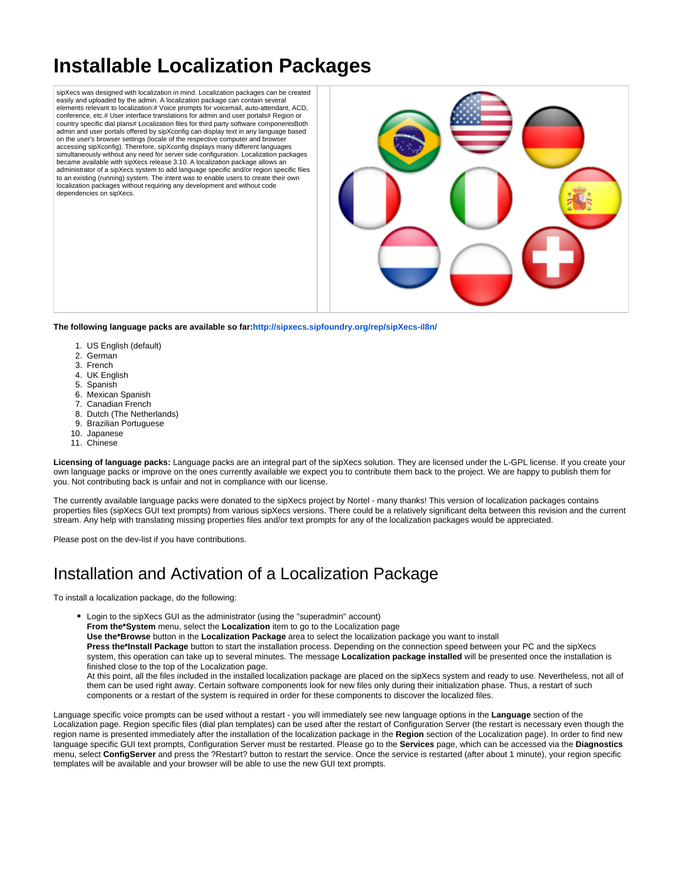# Installable Localization Packages

sipXecs was designed with localization in mind. Localization packages can be created easily and uploaded by the admin. A localization package can contain several elements relevant to localization:# Voice prompts for voicemail, auto-attendant, ACD, conference, etc.# User interface translations for admin and user portals# Region or country specific dial plans# Localization files for third party software componentsBoth admin and user portals offered by sipXconfig can display text in any language based on the user's browser settings (locale of the respective computer and browser accessing sipXconfig). Therefore, sipXconfig displays many different languages simultaneously without any need for server side configuration. Localization packages became available with sipXecs release 3.10. A localization package allows an administrator of a sipXecs system to add language specific and/or region specific files to an existing (running) system. The intent was to enable users to create their own localization packages without requiring any development and without code dependencies on sipXecs.

**The following language packs are available so far:http://sipxecs.sipfoundry.org/rep/sipXecs-il8n/**

1. US English (default)
2. German
3. French
4. UK English
5. Spanish
6. Mexican Spanish
7. Canadian French
8. Dutch (The Netherlands)
9. Brazilian Portuguese
10. Japanese
11. Chinese

**Licensing of language packs:** Language packs are an integral part of the sipXecs solution. They are licensed under the L-GPL license. If you create your own language packs or improve on the ones currently available we expect you to contribute them back to the project. We are happy to publish them for you. Not contributing back is unfair and not in compliance with our license.

The currently available language packs were donated to the sipXecs project by Nortel - many thanks! This version of localization packages contains properties files (sipXecs GUI text prompts) from various sipXecs versions. There could be a relatively significant delta between this revision and the current stream. Any help with translating missing properties files and/or text prompts for any of the localization packages would be appreciated.

Please post on the dev-list if you have contributions.

## Installation and Activation of a Localization Package

To install a localization package, do the following:

- Login to the sipXecs GUI as the administrator (using the "superadmin" account)
  **From the*System** menu, select the **Localization** item to go to the Localization page
  **Use the*Browse** button in the **Localization Package** area to select the localization package you want to install
  **Press the*Install Package** button to start the installation process. Depending on the connection speed between your PC and the sipXecs system, this operation can take up to several minutes. The message **Localization package installed** will be presented once the installation is finished close to the top of the Localization page.
  At this point, all the files included in the installed localization package are placed on the sipXecs system and ready to use. Nevertheless, not all of them can be used right away. Certain software components look for new files only during their initialization phase. Thus, a restart of such components or a restart of the system is required in order for these components to discover the localized files.

Language specific voice prompts can be used without a restart - you will immediately see new language options in the **Language** section of the Localization page. Region specific files (dial plan templates) can be used after the restart of Configuration Server (the restart is necessary even though the region name is presented immediately after the installation of the localization package in the **Region** section of the Localization page). In order to find new language specific GUI text prompts, Configuration Server must be restarted. Please go to the **Services** page, which can be accessed via the **Diagnostics** menu, select **ConfigServer** and press the ?Restart? button to restart the service. Once the service is restarted (after about 1 minute), your region specific templates will be available and your browser will be able to use the new GUI text prompts.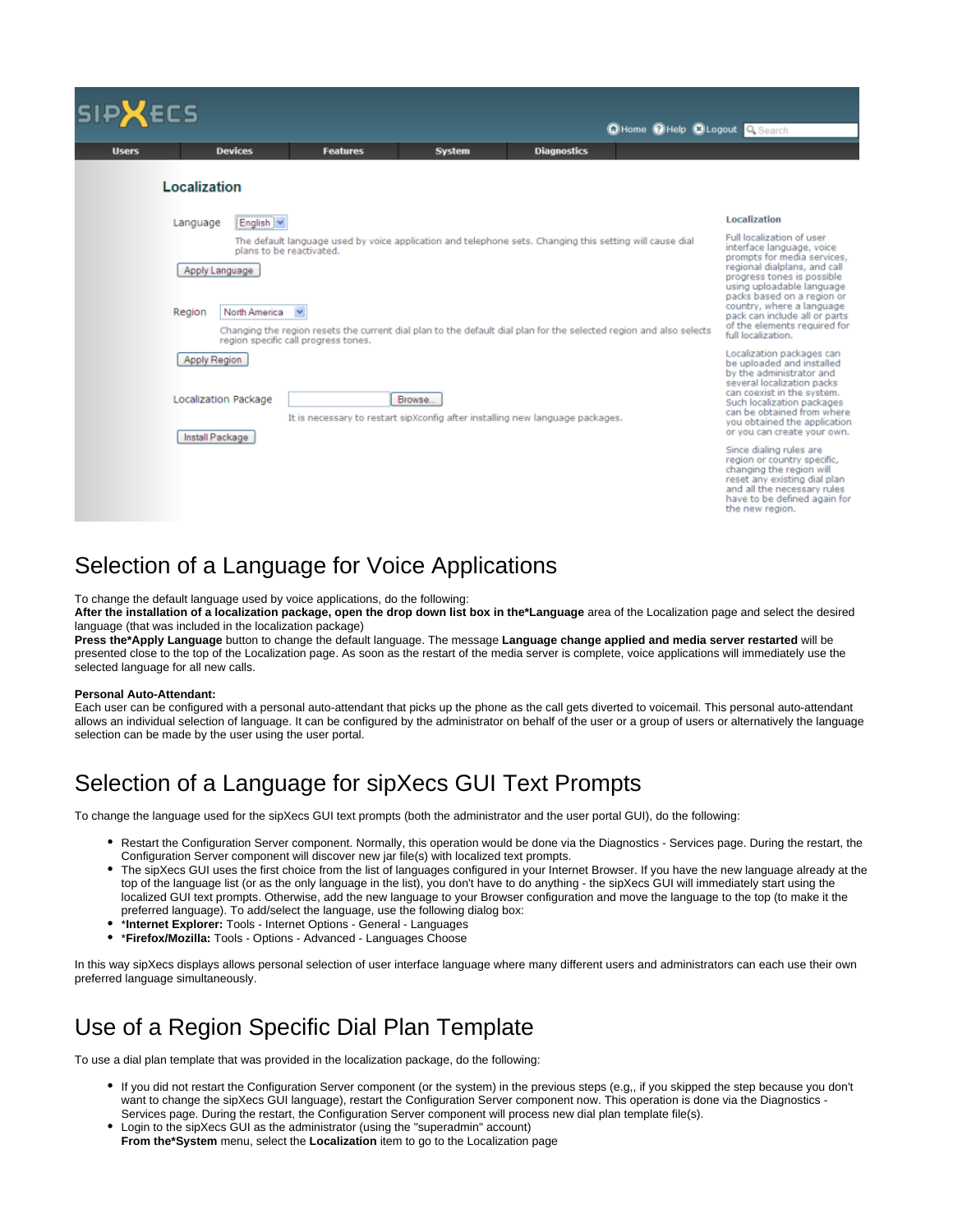# Selection of a Language for Voice Applications

To change the default language used by voice applications, do the following:
**After the installation of a localization package, open the drop down list box in the*Language** area of the Localization page and select the desired language (that was included in the localization package)
**Press the*Apply Language** button to change the default language. The message **Language change applied and media server restarted** will be presented close to the top of the Localization page. As soon as the restart of the media server is complete, voice applications will immediately use the selected language for all new calls.

**Personal Auto-Attendant:**
Each user can be configured with a personal auto-attendant that picks up the phone as the call gets diverted to voicemail. This personal auto-attendant allows an individual selection of language. It can be configured by the administrator on behalf of the user or a group of users or alternatively the language selection can be made by the user using the user portal.

# Selection of a Language for sipXecs GUI Text Prompts

To change the language used for the sipXecs GUI text prompts (both the administrator and the user portal GUI), do the following:

- Restart the Configuration Server component. Normally, this operation would be done via the Diagnostics - Services page. During the restart, the Configuration Server component will discover new jar file(s) with localized text prompts.
- The sipXecs GUI uses the first choice from the list of languages configured in your Internet Browser. If you have the new language already at the top of the language list (or as the only language in the list), you don't have to do anything - the sipXecs GUI will immediately start using the localized GUI text prompts. Otherwise, add the new language to your Browser configuration and move the language to the top (to make it the preferred language). To add/select the language, use the following dialog box:
- ***Internet Explorer:** Tools - Internet Options - General - Languages
- ***Firefox/Mozilla:** Tools - Options - Advanced - Languages Choose

In this way sipXecs displays allows personal selection of user interface language where many different users and administrators can each use their own preferred language simultaneously.

# Use of a Region Specific Dial Plan Template

To use a dial plan template that was provided in the localization package, do the following:

- If you did not restart the Configuration Server component (or the system) in the previous steps (e.g,, if you skipped the step because you don't want to change the sipXecs GUI language), restart the Configuration Server component now. This operation is done via the Diagnostics - Services page. During the restart, the Configuration Server component will process new dial plan template file(s).
- Login to the sipXecs GUI as the administrator (using the "superadmin" account)
  **From the*System** menu, select the **Localization** item to go to the Localization page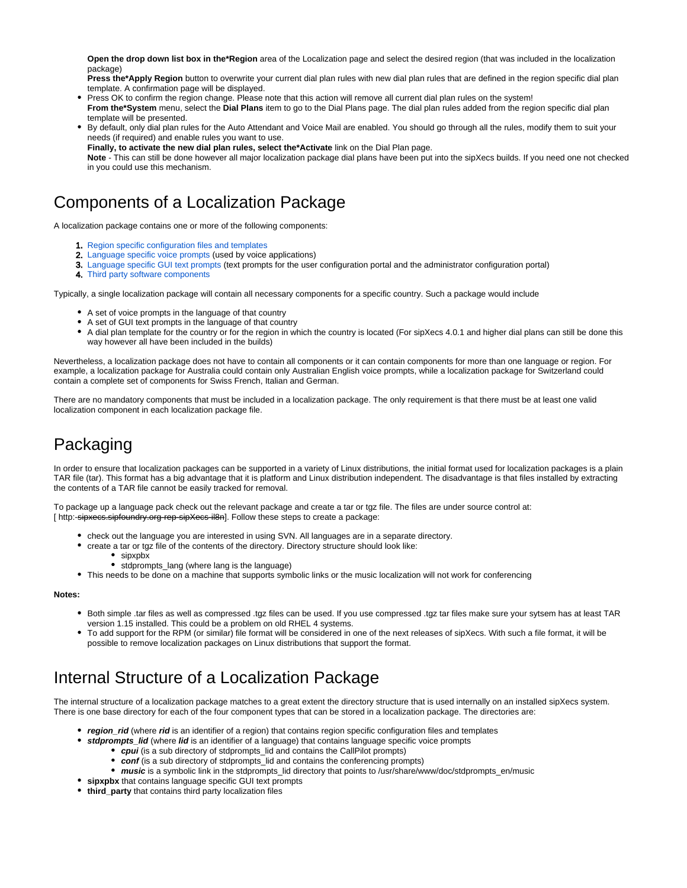**Open the drop down list box in the*Region** area of the Localization page and select the desired region (that was included in the localization package)
**Press the*Apply Region** button to overwrite your current dial plan rules with new dial plan rules that are defined in the region specific dial plan template. A confirmation page will be displayed.

- Press OK to confirm the region change. Please note that this action will remove all current dial plan rules on the system!
  **From the*System** menu, select the **Dial Plans** item to go to the Dial Plans page. The dial plan rules added from the region specific dial plan template will be presented.
- By default, only dial plan rules for the Auto Attendant and Voice Mail are enabled. You should go through all the rules, modify them to suit your needs (if required) and enable rules you want to use.
  **Finally, to activate the new dial plan rules, select the*Activate** link on the Dial Plan page.
  **Note** - This can still be done however all major localization package dial plans have been put into the sipXecs builds. If you need one not checked in you could use this mechanism.

# Components of a Localization Package

A localization package contains one or more of the following components:

1. Region specific configuration files and templates
2. Language specific voice prompts (used by voice applications)
3. Language specific GUI text prompts (text prompts for the user configuration portal and the administrator configuration portal)
4. Third party software components

Typically, a single localization package will contain all necessary components for a specific country. Such a package would include

- A set of voice prompts in the language of that country
- A set of GUI text prompts in the language of that country
- A dial plan template for the country or for the region in which the country is located (For sipXecs 4.0.1 and higher dial plans can still be done this way however all have been included in the builds)

Nevertheless, a localization package does not have to contain all components or it can contain components for more than one language or region. For example, a localization package for Australia could contain only Australian English voice prompts, while a localization package for Switzerland could contain a complete set of components for Swiss French, Italian and German.

There are no mandatory components that must be included in a localization package. The only requirement is that there must be at least one valid localization component in each localization package file.

# Packaging

In order to ensure that localization packages can be supported in a variety of Linux distributions, the initial format used for localization packages is a plain TAR file (tar). This format has a big advantage that it is platform and Linux distribution independent. The disadvantage is that files installed by extracting the contents of a TAR file cannot be easily tracked for removal.

To package up a language pack check out the relevant package and create a tar or tgz file. The files are under source control at: [ http:~~-sipxecs.sipfoundry.org-rep-sipXecs-il8n~~]. Follow these steps to create a package:

- check out the language you are interested in using SVN. All languages are in a separate directory.
- create a tar or tgz file of the contents of the directory. Directory structure should look like:
  - sipxpbx
  - stdprompts_lang (where lang is the language)
- This needs to be done on a machine that supports symbolic links or the music localization will not work for conferencing

**Notes:**

- Both simple .tar files as well as compressed .tgz files can be used. If you use compressed .tgz tar files make sure your sytsem has at least TAR version 1.15 installed. This could be a problem on old RHEL 4 systems.
- To add support for the RPM (or similar) file format will be considered in one of the next releases of sipXecs. With such a file format, it will be possible to remove localization packages on Linux distributions that support the format.

# Internal Structure of a Localization Package

The internal structure of a localization package matches to a great extent the directory structure that is used internally on an installed sipXecs system. There is one base directory for each of the four component types that can be stored in a localization package. The directories are:

- ***region_rid*** (where ***rid*** is an identifier of a region) that contains region specific configuration files and templates
- ***stdprompts_lid*** (where ***lid*** is an identifier of a language) that contains language specific voice prompts
  - ***cpui*** (is a sub directory of stdprompts_lid and contains the CallPilot prompts)
  - ***conf*** (is a sub directory of stdprompts_lid and contains the conferencing prompts)
  - ***music*** is a symbolic link in the stdprompts_lid directory that points to /usr/share/www/doc/stdprompts_en/music
- **sipxpbx** that contains language specific GUI text prompts
- **third_party** that contains third party localization files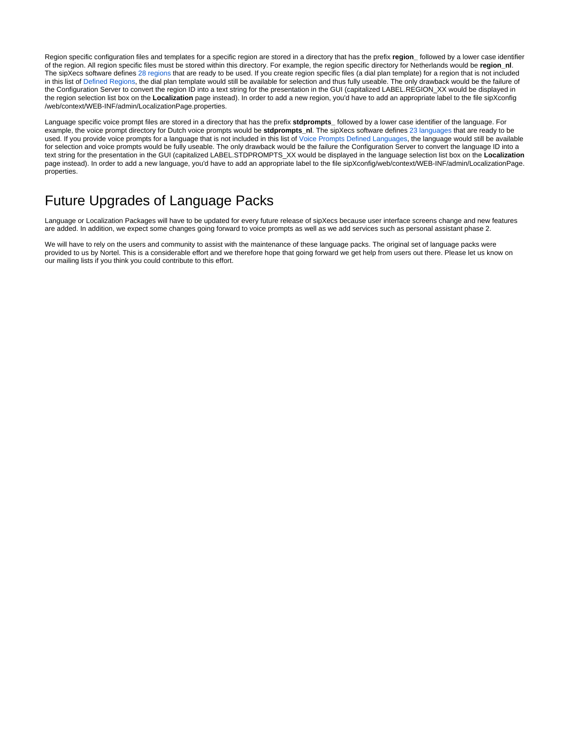Region specific configuration files and templates for a specific region are stored in a directory that has the prefix **region_** followed by a lower case identifier of the region. All region specific files must be stored within this directory. For example, the region specific directory for Netherlands would be **region_nl**. The sipXecs software defines 28 regions that are ready to be used. If you create region specific files (a dial plan template) for a region that is not included in this list of Defined Regions, the dial plan template would still be available for selection and thus fully useable. The only drawback would be the failure of the Configuration Server to convert the region ID into a text string for the presentation in the GUI (capitalized LABEL.REGION_XX would be displayed in the region selection list box on the **Localization** page instead). In order to add a new region, you'd have to add an appropriate label to the file sipXconfig /web/context/WEB-INF/admin/LocalizationPage.properties.

Language specific voice prompt files are stored in a directory that has the prefix **stdprompts_** followed by a lower case identifier of the language. For example, the voice prompt directory for Dutch voice prompts would be **stdprompts_nl**. The sipXecs software defines 23 languages that are ready to be used. If you provide voice prompts for a language that is not included in this list of Voice Prompts Defined Languages, the language would still be available for selection and voice prompts would be fully useable. The only drawback would be the failure the Configuration Server to convert the language ID into a text string for the presentation in the GUI (capitalized LABEL.STDPROMPTS_XX would be displayed in the language selection list box on the **Localization** page instead). In order to add a new language, you'd have to add an appropriate label to the file sipXconfig/web/context/WEB-INF/admin/LocalizationPage. properties.

# Future Upgrades of Language Packs

Language or Localization Packages will have to be updated for every future release of sipXecs because user interface screens change and new features are added. In addition, we expect some changes going forward to voice prompts as well as we add services such as personal assistant phase 2.

We will have to rely on the users and community to assist with the maintenance of these language packs. The original set of language packs were provided to us by Nortel. This is a considerable effort and we therefore hope that going forward we get help from users out there. Please let us know on our mailing lists if you think you could contribute to this effort.